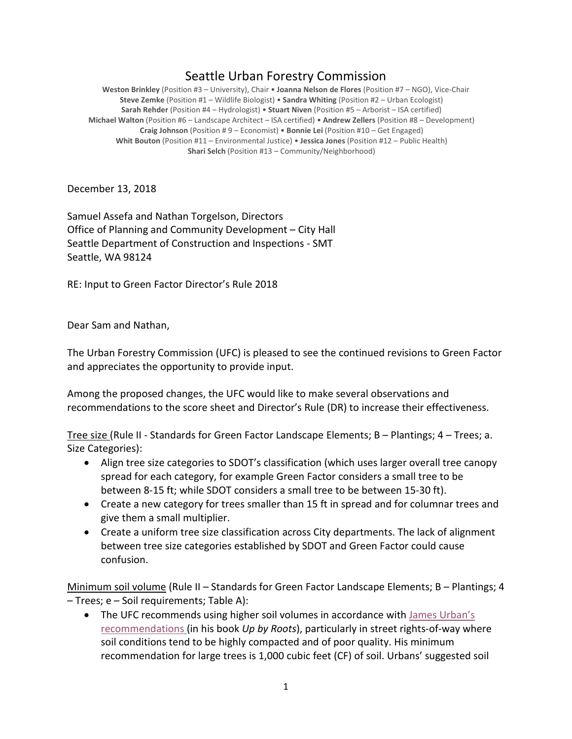# Seattle Urban Forestry Commission

**Weston Brinkley** (Position #3 – University), Chair • **Joanna Nelson de Flores** (Position #7 – NGO), Vice-Chair
**Steve Zemke** (Position #1 – Wildlife Biologist) • **Sandra Whiting** (Position #2 – Urban Ecologist)
**Sarah Rehder** (Position #4 – Hydrologist) • **Stuart Niven** (Position #5 – Arborist – ISA certified)
**Michael Walton** (Position #6 – Landscape Architect – ISA certified) • **Andrew Zellers** (Position #8 – Development)
**Craig Johnson** (Position # 9 – Economist) • **Bonnie Lei** (Position #10 – Get Engaged)
**Whit Bouton** (Position #11 – Environmental Justice) • **Jessica Jones** (Position #12 – Public Health)
**Shari Selch** (Position #13 – Community/Neighborhood)

December 13, 2018

Samuel Assefa and Nathan Torgelson, Directors
Office of Planning and Community Development – City Hall
Seattle Department of Construction and Inspections - SMT
Seattle, WA 98124

RE: Input to Green Factor Director's Rule 2018

Dear Sam and Nathan,

The Urban Forestry Commission (UFC) is pleased to see the continued revisions to Green Factor and appreciates the opportunity to provide input.

Among the proposed changes, the UFC would like to make several observations and recommendations to the score sheet and Director's Rule (DR) to increase their effectiveness.

<u>Tree size</u> (Rule II - Standards for Green Factor Landscape Elements; B – Plantings; 4 – Trees; a. Size Categories):

- Align tree size categories to SDOT's classification (which uses larger overall tree canopy spread for each category, for example Green Factor considers a small tree to be between 8-15 ft; while SDOT considers a small tree to be between 15-30 ft).
- Create a new category for trees smaller than 15 ft in spread and for columnar trees and give them a small multiplier.
- Create a uniform tree size classification across City departments. The lack of alignment between tree size categories established by SDOT and Green Factor could cause confusion.

<u>Minimum soil volume</u> (Rule II – Standards for Green Factor Landscape Elements; B – Plantings; 4 – Trees; e – Soil requirements; Table A):

- The UFC recommends using higher soil volumes in accordance with James Urban's recommendations (in his book *Up by Roots*), particularly in street rights-of-way where soil conditions tend to be highly compacted and of poor quality. His minimum recommendation for large trees is 1,000 cubic feet (CF) of soil. Urbans' suggested soil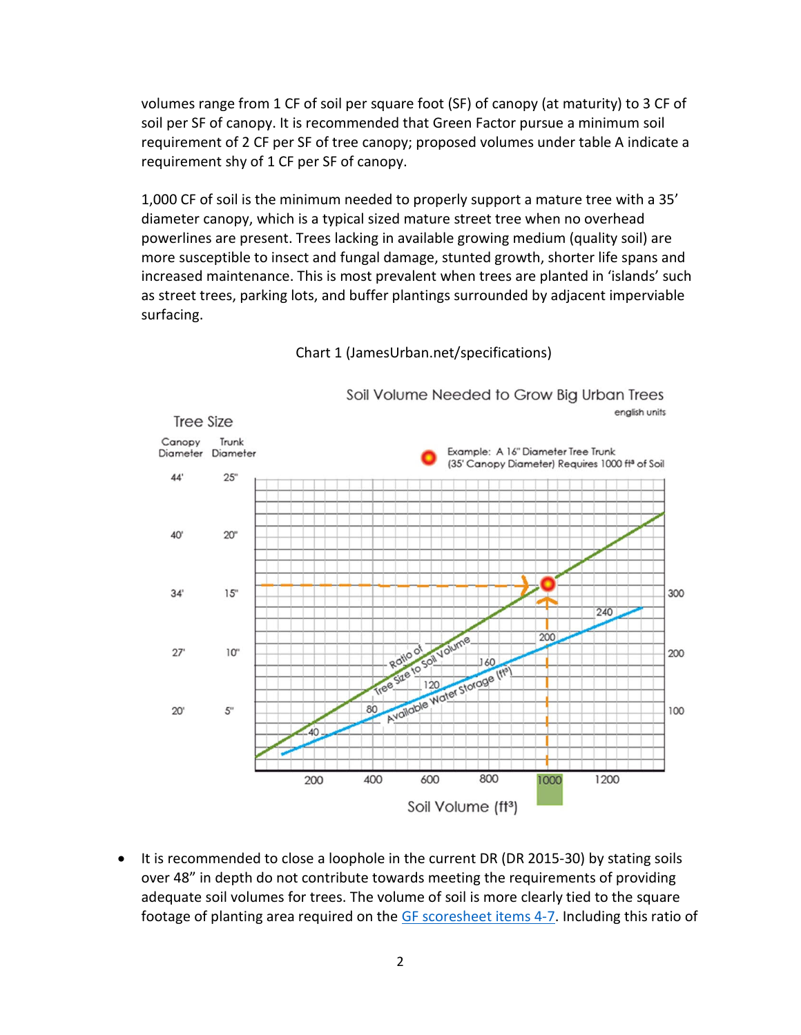volumes range from 1 CF of soil per square foot (SF) of canopy (at maturity) to 3 CF of soil per SF of canopy. It is recommended that Green Factor pursue a minimum soil requirement of 2 CF per SF of tree canopy; proposed volumes under table A indicate a requirement shy of 1 CF per SF of canopy.

1,000 CF of soil is the minimum needed to properly support a mature tree with a 35' diameter canopy, which is a typical sized mature street tree when no overhead powerlines are present. Trees lacking in available growing medium (quality soil) are more susceptible to insect and fungal damage, stunted growth, shorter life spans and increased maintenance. This is most prevalent when trees are planted in 'islands' such as street trees, parking lots, and buffer plantings surrounded by adjacent impervious surfacing.

Chart 1 (JamesUrban.net/specifications)

Soil Volume Needed to Grow Big Urban Trees (english units)

Example: A 16" Diameter Tree Trunk (35' Canopy Diameter) Requires 1000 $ft^3$ of Soil

- It is recommended to close a loophole in the current DR (DR 2015-30) by stating soils over 48" in depth do not contribute towards meeting the requirements of providing adequate soil volumes for trees. The volume of soil is more clearly tied to the square footage of planting area required on the GF scoresheet items 4-7. Including this ratio of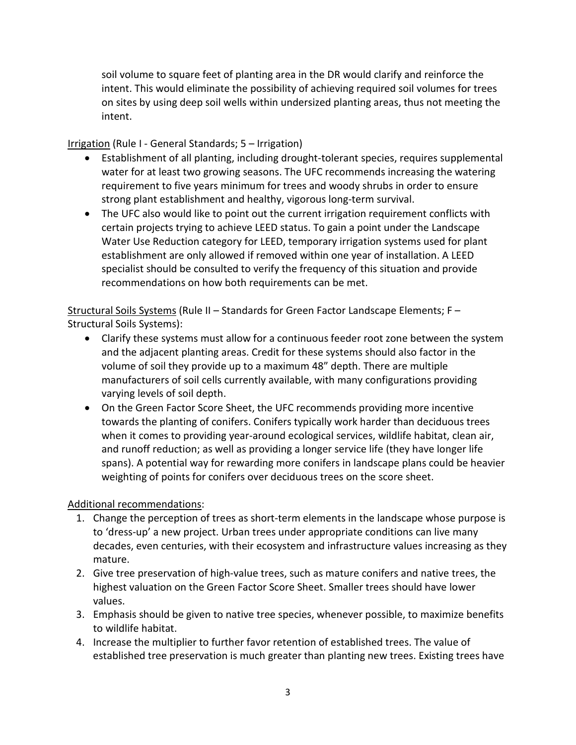soil volume to square feet of planting area in the DR would clarify and reinforce the intent. This would eliminate the possibility of achieving required soil volumes for trees on sites by using deep soil wells within undersized planting areas, thus not meeting the intent.

<u>Irrigation</u> (Rule I - General Standards; 5 – Irrigation)

- Establishment of all planting, including drought-tolerant species, requires supplemental water for at least two growing seasons. The UFC recommends increasing the watering requirement to five years minimum for trees and woody shrubs in order to ensure strong plant establishment and healthy, vigorous long-term survival.
- The UFC also would like to point out the current irrigation requirement conflicts with certain projects trying to achieve LEED status. To gain a point under the Landscape Water Use Reduction category for LEED, temporary irrigation systems used for plant establishment are only allowed if removed within one year of installation. A LEED specialist should be consulted to verify the frequency of this situation and provide recommendations on how both requirements can be met.

<u>Structural Soils Systems</u> (Rule II – Standards for Green Factor Landscape Elements; F – Structural Soils Systems):

- Clarify these systems must allow for a continuous feeder root zone between the system and the adjacent planting areas. Credit for these systems should also factor in the volume of soil they provide up to a maximum 48" depth. There are multiple manufacturers of soil cells currently available, with many configurations providing varying levels of soil depth.
- On the Green Factor Score Sheet, the UFC recommends providing more incentive towards the planting of conifers. Conifers typically work harder than deciduous trees when it comes to providing year-around ecological services, wildlife habitat, clean air, and runoff reduction; as well as providing a longer service life (they have longer life spans). A potential way for rewarding more conifers in landscape plans could be heavier weighting of points for conifers over deciduous trees on the score sheet.

<u>Additional recommendations</u>:

1. Change the perception of trees as short-term elements in the landscape whose purpose is to 'dress-up' a new project. Urban trees under appropriate conditions can live many decades, even centuries, with their ecosystem and infrastructure values increasing as they mature.
2. Give tree preservation of high-value trees, such as mature conifers and native trees, the highest valuation on the Green Factor Score Sheet. Smaller trees should have lower values.
3. Emphasis should be given to native tree species, whenever possible, to maximize benefits to wildlife habitat.
4. Increase the multiplier to further favor retention of established trees. The value of established tree preservation is much greater than planting new trees. Existing trees have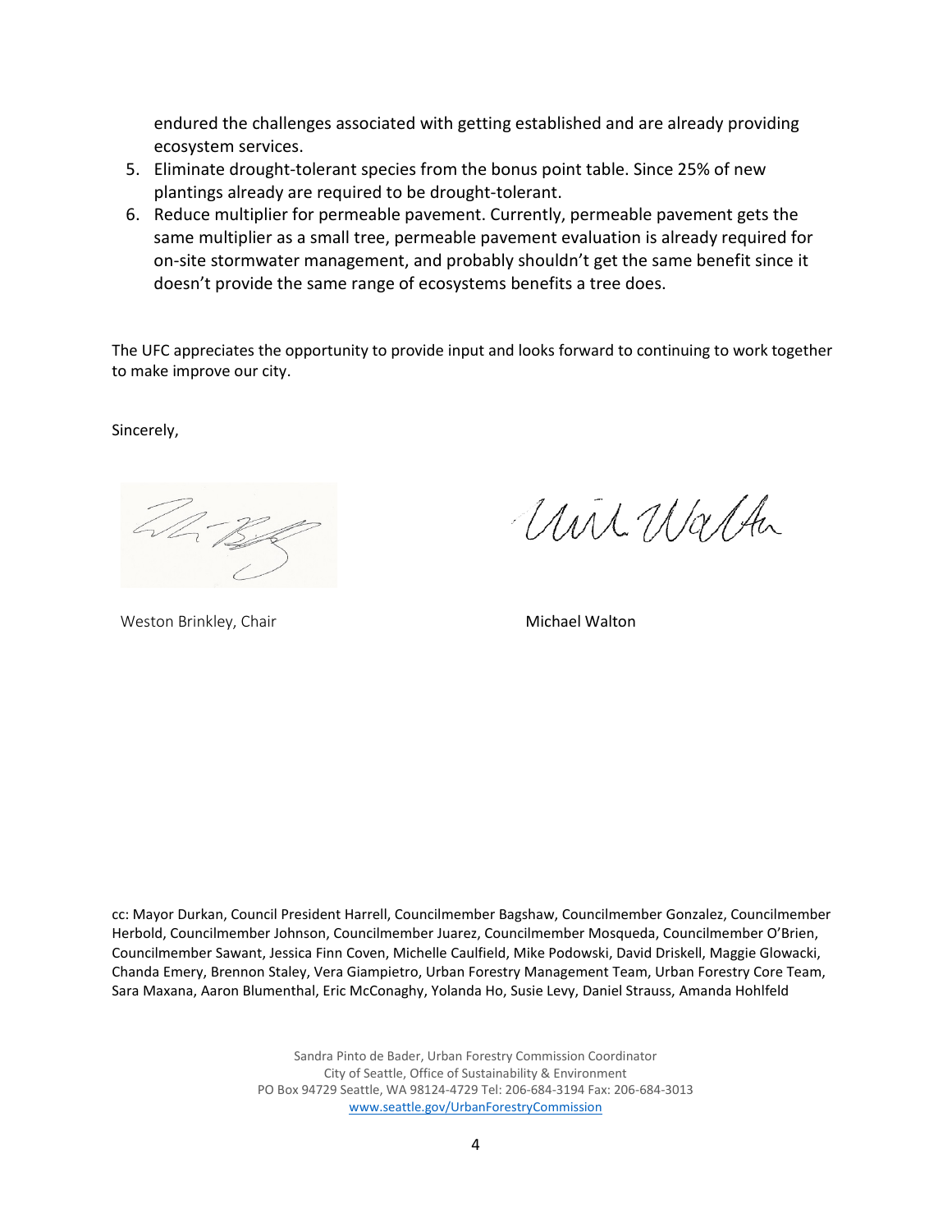endured the challenges associated with getting established and are already providing ecosystem services.

5. Eliminate drought-tolerant species from the bonus point table. Since 25% of new plantings already are required to be drought-tolerant.
6. Reduce multiplier for permeable pavement. Currently, permeable pavement gets the same multiplier as a small tree, permeable pavement evaluation is already required for on-site stormwater management, and probably shouldn't get the same benefit since it doesn't provide the same range of ecosystems benefits a tree does.

The UFC appreciates the opportunity to provide input and looks forward to continuing to work together to make improve our city.

Sincerely,

Weston Brinkley, Chair

Michael Walton

cc: Mayor Durkan, Council President Harrell, Councilmember Bagshaw, Councilmember Gonzalez, Councilmember Herbold, Councilmember Johnson, Councilmember Juarez, Councilmember Mosqueda, Councilmember O'Brien, Councilmember Sawant, Jessica Finn Coven, Michelle Caulfield, Mike Podowski, David Driskell, Maggie Glowacki, Chanda Emery, Brennon Staley, Vera Giampietro, Urban Forestry Management Team, Urban Forestry Core Team, Sara Maxana, Aaron Blumenthal, Eric McConaghy, Yolanda Ho, Susie Levy, Daniel Strauss, Amanda Hohlfeld

Sandra Pinto de Bader, Urban Forestry Commission Coordinator
City of Seattle, Office of Sustainability & Environment
PO Box 94729 Seattle, WA 98124-4729 Tel: 206-684-3194 Fax: 206-684-3013
www.seattle.gov/UrbanForestryCommission